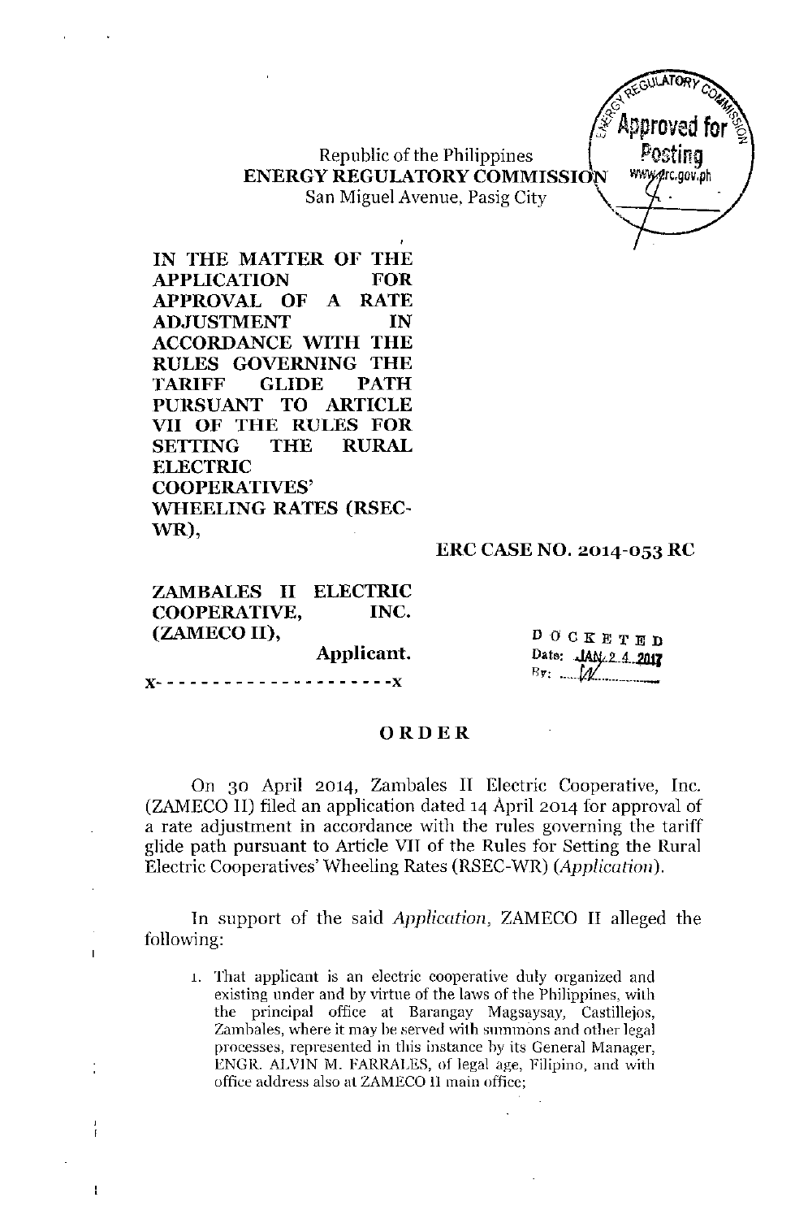Republic of the Philippines
**ENERGY REGULATORY COMMISSION**
San Miguel Avenue, Pasig City

**IN THE MATTER OF THE APPLICATION FOR APPROVAL OF A RATE ADJUSTMENT IN ACCORDANCE WITH THE RULES GOVERNING THE TARIFF GLIDE PATH PURSUANT TO ARTICLE VII OF THE RULES FOR SETTING THE RURAL ELECTRIC COOPERATIVES' WHEELING RATES (RSEC-WR),**

**ERC CASE NO. 2014-053 RC**

**ZAMBALES II ELECTRIC COOPERATIVE, INC. (ZAMECO II),**

**Applicant.**

x- - - - - - - - - - - - - - - - - - - - -x

DOCKETED
Date: JAN 24 2017
By: ...

# ORDER

On 30 April 2014, Zambales II Electric Cooperative, Inc. (ZAMECO II) filed an application dated 14 April 2014 for approval of a rate adjustment in accordance with the rules governing the tariff glide path pursuant to Article VII of the Rules for Setting the Rural Electric Cooperatives' Wheeling Rates (RSEC-WR) (*Application*).

In support of the said *Application*, ZAMECO II alleged the following:

1. That applicant is an electric cooperative duly organized and existing under and by virtue of the laws of the Philippines, with the principal office at Barangay Magsaysay, Castillejos, Zambales, where it may be served with summons and other legal processes, represented in this instance by its General Manager, ENGR. ALVIN M. FARRALES, of legal age, Filipino, and with office address also at ZAMECO II main office;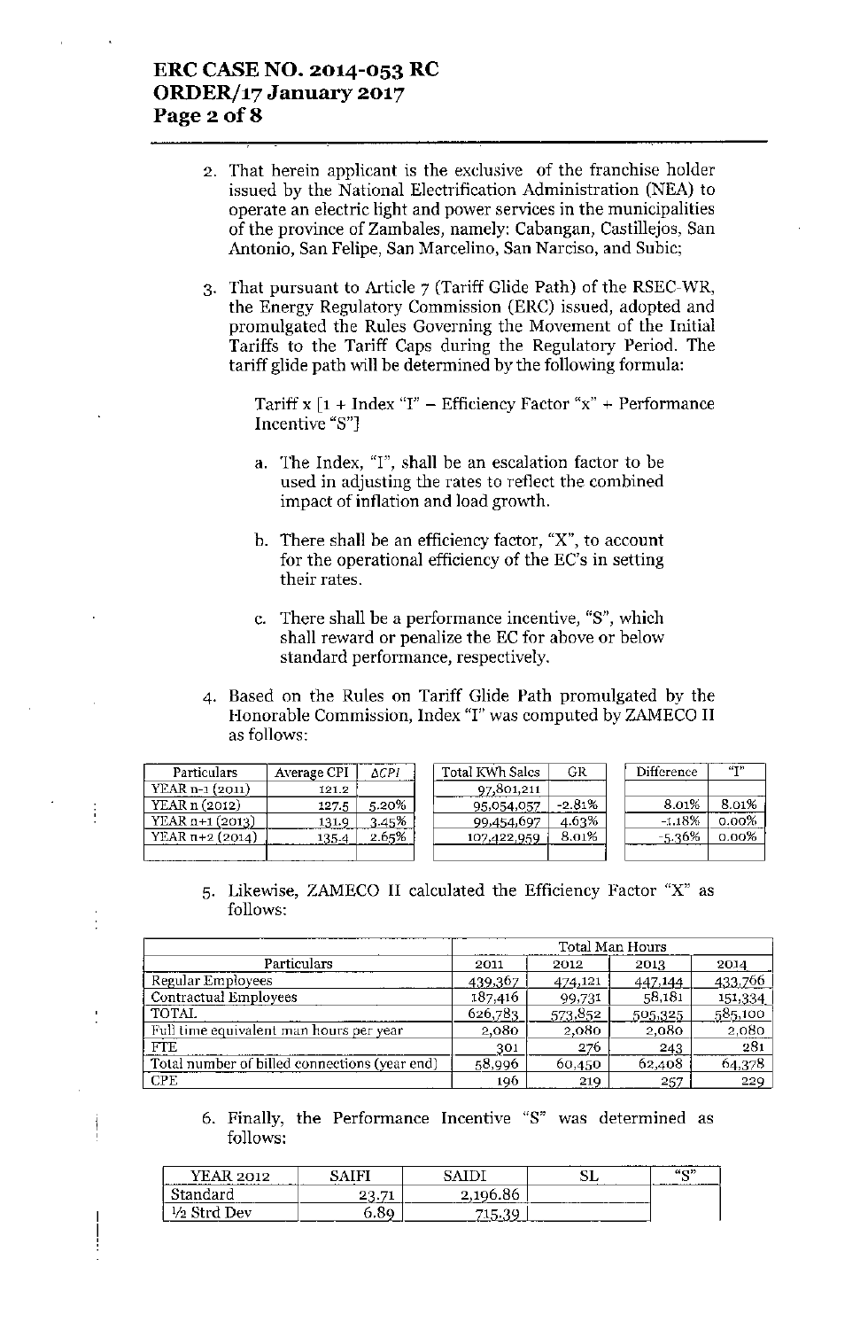2. That herein applicant is the exclusive of the franchise holder issued by the National Electrification Administration (NEA) to operate an electric light and power services in the municipalities of the province of Zambales, namely: Cabangan, Castillejos, San Antonio, San Felipe, San Marcelino, San Narciso, and Subic;

3. That pursuant to Article 7 (Tariff Glide Path) of the RSEC-WR, the Energy Regulatory Commission (ERC) issued, adopted and promulgated the Rules Governing the Movement of the Initial Tariffs to the Tariff Caps during the Regulatory Period. The tariff glide path will be determined by the following formula:

   Tariff x [1 + Index "I" – Efficiency Factor "x" + Performance Incentive "S"]

   a. The Index, "I", shall be an escalation factor to be used in adjusting the rates to reflect the combined impact of inflation and load growth.

   b. There shall be an efficiency factor, "X", to account for the operational efficiency of the EC's in setting their rates.

   c. There shall be a performance incentive, "S", which shall reward or penalize the EC for above or below standard performance, respectively.

4. Based on the Rules on Tariff Glide Path promulgated by the Honorable Commission, Index "I" was computed by ZAMECO II as follows:

| Particulars | Average CPI | ΔCPI | Total KWh Sales | GR | Difference | "I" |
|---|---|---|---|---|---|---|
| YEAR n-1 (2011) | 121.2 | | 97,801,211 | | | |
| YEAR n (2012) | 127.5 | 5.20% | 95,054,057 | -2.81% | 8.01% | 8.01% |
| YEAR n+1 (2013) | 131.9 | 3.45% | 99,454,697 | 4.63% | -1.18% | 0.00% |
| YEAR n+2 (2014) | 135.4 | 2.65% | 107,422,959 | 8.01% | -5.36% | 0.00% |

5. Likewise, ZAMECO II calculated the Efficiency Factor "X" as follows:

| Particulars | Total Man Hours | | | |
|---|---|---|---|---|
| | 2011 | 2012 | 2013 | 2014 |
| Regular Employees | 439,367 | 474,121 | 447,144 | 433,766 |
| Contractual Employees | 187,416 | 99,731 | 58,181 | 151,334 |
| TOTAL | 626,783 | 573,852 | 505,325 | 585,100 |
| Full time equivalent man hours per year | 2,080 | 2,080 | 2,080 | 2,080 |
| FTE | 301 | 276 | 243 | 281 |
| Total number of billed connections (year end) | 58,996 | 60,450 | 62,408 | 64,378 |
| CPE | 196 | 219 | 257 | 229 |

6. Finally, the Performance Incentive "S" was determined as follows:

| YEAR 2012 | SAIFI | SAIDI | SL | "S" |
|---|---|---|---|---|
| Standard | 23.71 | 2,196.86 | | |
| ½ Strd Dev | 6.89 | 715.39 | | |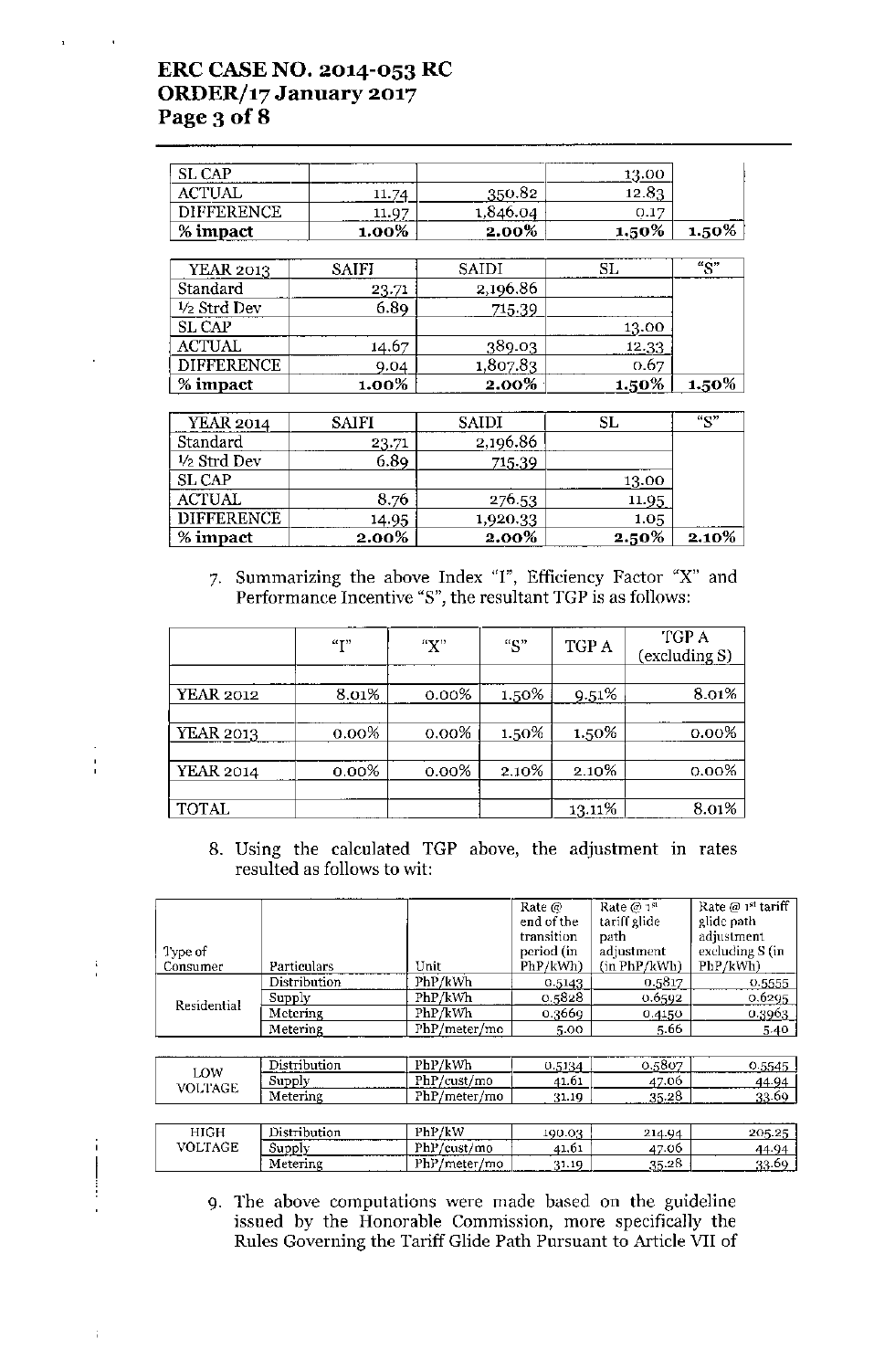| | | | | |
|---|---|---|---|---|
| SL CAP | | | 13.00 | |
| ACTUAL | 11.74 | 350.82 | 12.83 | |
| DIFFERENCE | 11.97 | 1,846.04 | 0.17 | |
| **% impact** | **1.00%** | **2.00%** | **1.50%** | **1.50%** |

| YEAR 2013 | SAIFI | SAIDI | SL | "S" |
|---|---|---|---|---|
| Standard | 23.71 | 2,196.86 | | |
| ½ Strd Dev | 6.89 | 715.39 | | |
| SL CAP | | | 13.00 | |
| ACTUAL | 14.67 | 389.03 | 12.33 | |
| DIFFERENCE | 9.04 | 1,807.83 | 0.67 | |
| **% impact** | **1.00%** | **2.00%** | **1.50%** | **1.50%** |

| YEAR 2014 | SAIFI | SAIDI | SL | "S" |
|---|---|---|---|---|
| Standard | 23.71 | 2,196.86 | | |
| ½ Strd Dev | 6.89 | 715.39 | | |
| SL CAP | | | 13.00 | |
| ACTUAL | 8.76 | 276.53 | 11.95 | |
| DIFFERENCE | 14.95 | 1,920.33 | 1.05 | |
| **% impact** | **2.00%** | **2.00%** | **2.50%** | **2.10%** |

7. Summarizing the above Index "I", Efficiency Factor "X" and Performance Incentive "S", the resultant TGP is as follows:

| | "I" | "X" | "S" | TGP A | TGP A (excluding S) |
|---|---|---|---|---|---|
| YEAR 2012 | 8.01% | 0.00% | 1.50% | 9.51% | 8.01% |
| YEAR 2013 | 0.00% | 0.00% | 1.50% | 1.50% | 0.00% |
| YEAR 2014 | 0.00% | 0.00% | 2.10% | 2.10% | 0.00% |
| TOTAL | | | | 13.11% | 8.01% |

8. Using the calculated TGP above, the adjustment in rates resulted as follows to wit:

| Type of Consumer | Particulars | Unit | Rate @ end of the transition period (in PhP/kWh) | Rate @ 1st tariff glide path adjustment (in PhP/kWh) | Rate @ 1st tariff glide path adjustment excluding S (in PhP/kWh) |
|---|---|---|---|---|---|
| Residential | Distribution | PhP/kWh | 0.5143 | 0.5817 | 0.5555 |
| | Supply | PhP/kWh | 0.5828 | 0.6592 | 0.6295 |
| | Metering | PhP/kWh | 0.3669 | 0.4150 | 0.3963 |
| | Metering | PhP/meter/mo | 5.00 | 5.66 | 5.40 |
| LOW VOLTAGE | Distribution | PhP/kWh | 0.5134 | 0.5807 | 0.5545 |
| | Supply | PhP/cust/mo | 41.61 | 47.06 | 44.94 |
| | Metering | PhP/meter/mo | 31.19 | 35.28 | 33.69 |
| HIGH VOLTAGE | Distribution | PhP/kW | 190.03 | 214.94 | 205.25 |
| | Supply | PhP/cust/mo | 41.61 | 47.06 | 44.94 |
| | Metering | PhP/meter/mo | 31.19 | 35.28 | 33.69 |

9. The above computations were made based on the guideline issued by the Honorable Commission, more specifically the Rules Governing the Tariff Glide Path Pursuant to Article VII of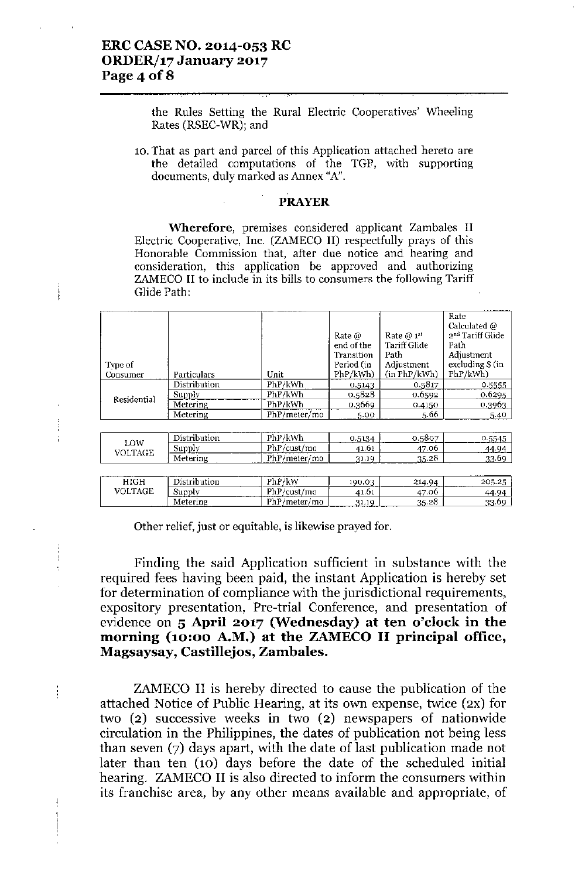the Rules Setting the Rural Electric Cooperatives' Wheeling Rates (RSEC-WR); and

10. That as part and parcel of this Application attached hereto are the detailed computations of the TGP, with supporting documents, duly marked as Annex "A".

## PRAYER

**Wherefore**, premises considered applicant Zambales II Electric Cooperative, Inc. (ZAMECO II) respectfully prays of this Honorable Commission that, after due notice and hearing and consideration, this application be approved and authorizing ZAMECO II to include in its bills to consumers the following Tariff Glide Path:

| Type of Consumer | Particulars | Unit | Rate @ end of the Transition Period (in PhP/kWh) | Rate @ 1st Tariff Glide Path Adjustment (in PhP/kWh) | Rate Calculated @ 2nd Tariff Glide Path Adjustment excluding S (in PhP/kWh) |
|---|---|---|---|---|---|
| Residential | Distribution | PhP/kWh | 0.5143 | 0.5817 | 0.5555 |
| | Supply | PhP/kWh | 0.5828 | 0.6592 | 0.6295 |
| | Metering | PhP/kWh | 0.3669 | 0.4150 | 0.3963 |
| | Metering | PhP/meter/mo | 5.00 | 5.66 | 5.40 |
| LOW VOLTAGE | Distribution | PhP/kWh | 0.5134 | 0.5807 | 0.5545 |
| | Supply | PhP/cust/mo | 41.61 | 47.06 | 44.94 |
| | Metering | PhP/meter/mo | 31.19 | 35.28 | 33.69 |
| HIGH VOLTAGE | Distribution | PhP/kW | 190.03 | 214.94 | 205.25 |
| | Supply | PhP/cust/mo | 41.61 | 47.06 | 44.94 |
| | Metering | PhP/meter/mo | 31.19 | 35.28 | 33.69 |

Other relief, just or equitable, is likewise prayed for.

Finding the said Application sufficient in substance with the required fees having been paid, the instant Application is hereby set for determination of compliance with the jurisdictional requirements, expository presentation, Pre-trial Conference, and presentation of evidence on **5 April 2017 (Wednesday) at ten o'clock in the morning (10:00 A.M.) at the ZAMECO II principal office, Magsaysay, Castillejos, Zambales.**

ZAMECO II is hereby directed to cause the publication of the attached Notice of Public Hearing, at its own expense, twice (2x) for two (2) successive weeks in two (2) newspapers of nationwide circulation in the Philippines, the dates of publication not being less than seven (7) days apart, with the date of last publication made not later than ten (10) days before the date of the scheduled initial hearing. ZAMECO II is also directed to inform the consumers within its franchise area, by any other means available and appropriate, of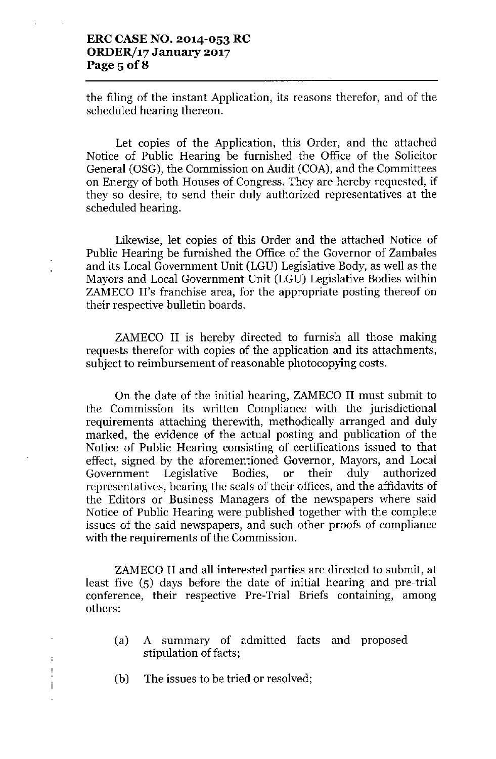the filing of the instant Application, its reasons therefor, and of the scheduled hearing thereon.

Let copies of the Application, this Order, and the attached Notice of Public Hearing be furnished the Office of the Solicitor General (OSG), the Commission on Audit (COA), and the Committees on Energy of both Houses of Congress. They are hereby requested, if they so desire, to send their duly authorized representatives at the scheduled hearing.

Likewise, let copies of this Order and the attached Notice of Public Hearing be furnished the Office of the Governor of Zambales and its Local Government Unit (LGU) Legislative Body, as well as the Mayors and Local Government Unit (LGU) Legislative Bodies within ZAMECO II's franchise area, for the appropriate posting thereof on their respective bulletin boards.

ZAMECO II is hereby directed to furnish all those making requests therefor with copies of the application and its attachments, subject to reimbursement of reasonable photocopying costs.

On the date of the initial hearing, ZAMECO II must submit to the Commission its written Compliance with the jurisdictional requirements attaching therewith, methodically arranged and duly marked, the evidence of the actual posting and publication of the Notice of Public Hearing consisting of certifications issued to that effect, signed by the aforementioned Governor, Mayors, and Local Government Legislative Bodies, or their duly authorized representatives, bearing the seals of their offices, and the affidavits of the Editors or Business Managers of the newspapers where said Notice of Public Hearing were published together with the complete issues of the said newspapers, and such other proofs of compliance with the requirements of the Commission.

ZAMECO II and all interested parties are directed to submit, at least five (5) days before the date of initial hearing and pre-trial conference, their respective Pre-Trial Briefs containing, among others:

(a) A summary of admitted facts and proposed stipulation of facts;

(b) The issues to be tried or resolved;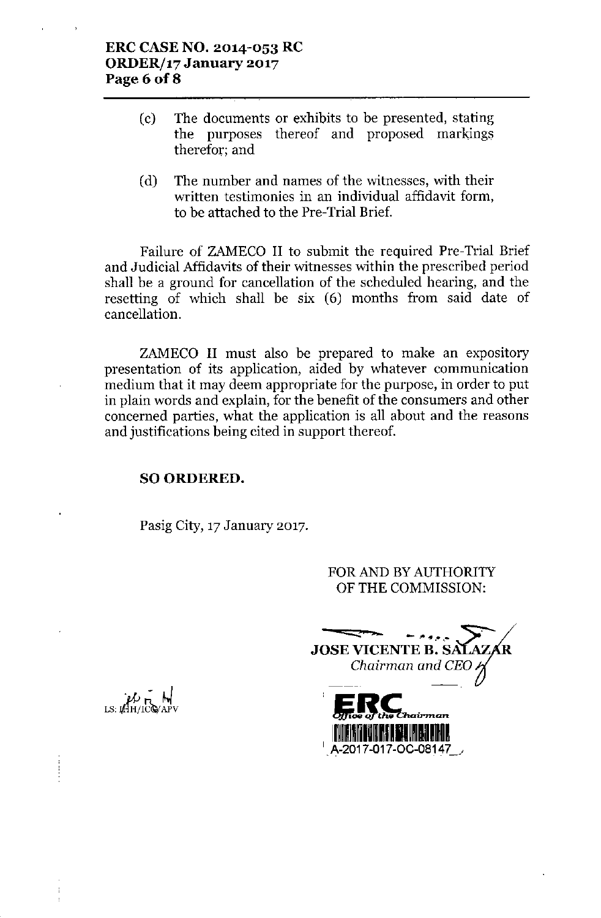(c) The documents or exhibits to be presented, stating the purposes thereof and proposed markings therefor; and

(d) The number and names of the witnesses, with their written testimonies in an individual affidavit form, to be attached to the Pre-Trial Brief.

Failure of ZAMECO II to submit the required Pre-Trial Brief and Judicial Affidavits of their witnesses within the prescribed period shall be a ground for cancellation of the scheduled hearing, and the resetting of which shall be six (6) months from said date of cancellation.

ZAMECO II must also be prepared to make an expository presentation of its application, aided by whatever communication medium that it may deem appropriate for the purpose, in order to put in plain words and explain, for the benefit of the consumers and other concerned parties, what the application is all about and the reasons and justifications being cited in support thereof.

**SO ORDERED.**

Pasig City, 17 January 2017.

FOR AND BY AUTHORITY OF THE COMMISSION:

**JOSE VICENTE B. SALAZAR**
*Chairman and CEO*

ERC *Office of the Chairman*
A-2017-017-OC-08147

LS: JHH/ICG/APV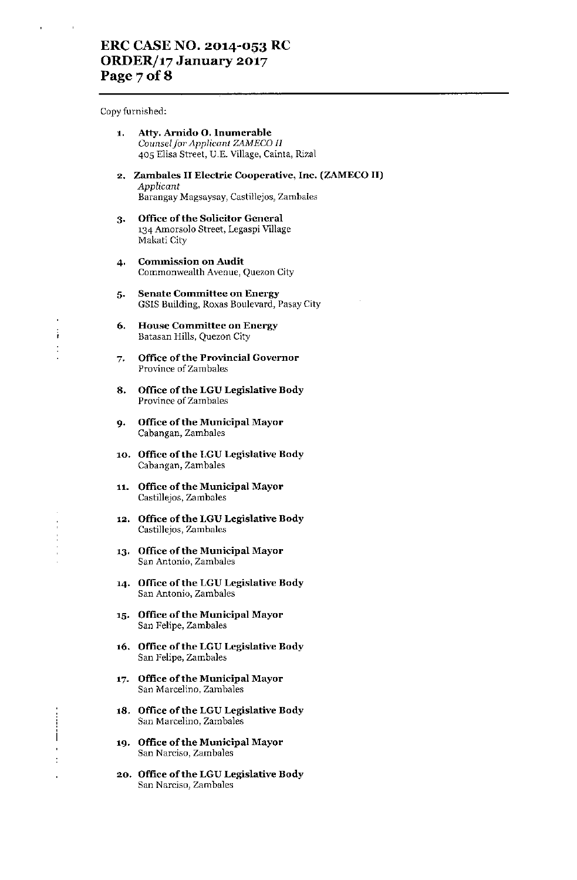Copy furnished:

1. **Atty. Arnido O. Inumerable**
   *Counsel for Applicant ZAMECO II*
   405 Elisa Street, U.E. Village, Cainta, Rizal

2. **Zambales II Electric Cooperative, Inc. (ZAMECO II)**
   *Applicant*
   Barangay Magsaysay, Castillejos, Zambales

3. **Office of the Solicitor General**
   134 Amorsolo Street, Legaspi Village
   Makati City

4. **Commission on Audit**
   Commonwealth Avenue, Quezon City

5. **Senate Committee on Energy**
   GSIS Building, Roxas Boulevard, Pasay City

6. **House Committee on Energy**
   Batasan Hills, Quezon City

7. **Office of the Provincial Governor**
   Province of Zambales

8. **Office of the LGU Legislative Body**
   Province of Zambales

9. **Office of the Municipal Mayor**
   Cabangan, Zambales

10. **Office of the LGU Legislative Body**
    Cabangan, Zambales

11. **Office of the Municipal Mayor**
    Castillejos, Zambales

12. **Office of the LGU Legislative Body**
    Castillejos, Zambales

13. **Office of the Municipal Mayor**
    San Antonio, Zambales

14. **Office of the LGU Legislative Body**
    San Antonio, Zambales

15. **Office of the Municipal Mayor**
    San Felipe, Zambales

16. **Office of the LGU Legislative Body**
    San Felipe, Zambales

17. **Office of the Municipal Mayor**
    San Marcelino, Zambales

18. **Office of the LGU Legislative Body**
    San Marcelino, Zambales

19. **Office of the Municipal Mayor**
    San Narciso, Zambales

20. **Office of the LGU Legislative Body**
    San Narciso, Zambales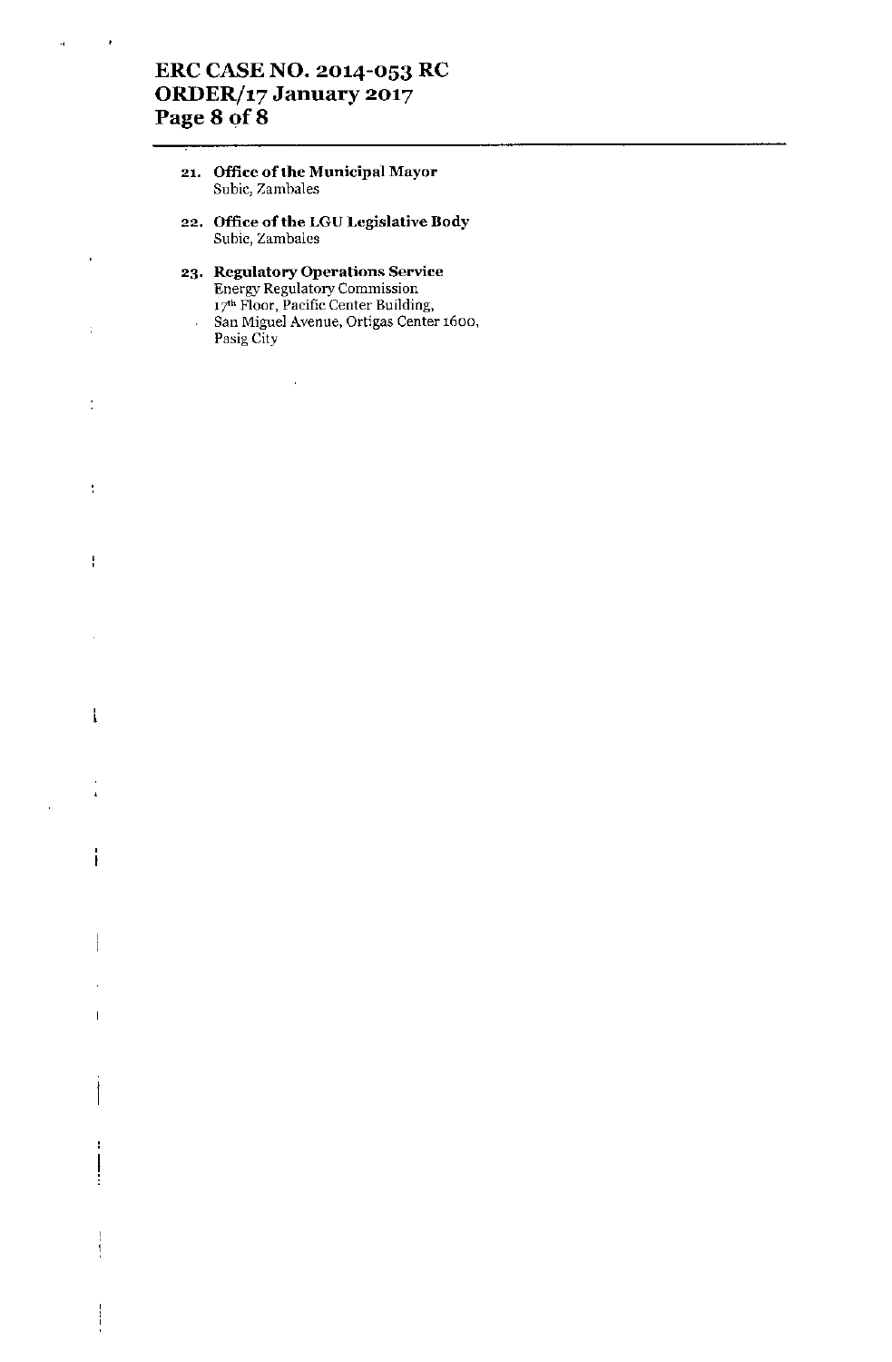21. **Office of the Municipal Mayor**
    Subic, Zambales

22. **Office of the LGU Legislative Body**
    Subic, Zambales

23. **Regulatory Operations Service**
    Energy Regulatory Commission
    17th Floor, Pacific Center Building,
    San Miguel Avenue, Ortigas Center 1600,
    Pasig City